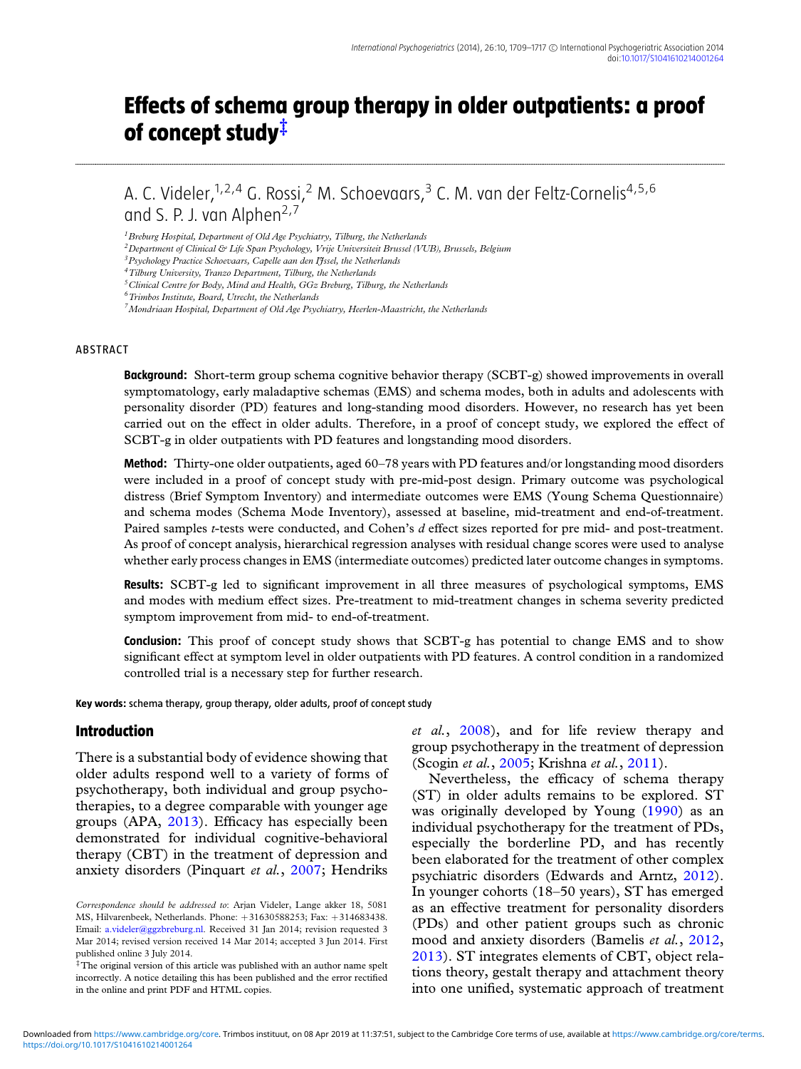# Effects of schema group therapy in older outpatients: a proof of concept study[‡]

A. C. Videler,[1,2,4] G. Rossi,[2] M. Schoevaars,[3] C. M. van der Feltz-Cornelis[4,5,6] and S. P. J. van Alphen[2,7]

[1] *Breburg Hospital, Department of Old Age Psychiatry, Tilburg, the Netherlands*
[2] *Department of Clinical & Life Span Psychology, Vrije Universiteit Brussel (VUB), Brussels, Belgium*
[3] *Psychology Practice Schoevaars, Capelle aan den IJssel, the Netherlands*
[4] *Tilburg University, Tranzo Department, Tilburg, the Netherlands*
[5] *Clinical Centre for Body, Mind and Health, GGz Breburg, Tilburg, the Netherlands*
[6] *Trimbos Institute, Board, Utrecht, the Netherlands*
[7] *Mondriaan Hospital, Department of Old Age Psychiatry, Heerlen-Maastricht, the Netherlands*

## ABSTRACT

**Background:** Short-term group schema cognitive behavior therapy (SCBT-g) showed improvements in overall symptomatology, early maladaptive schemas (EMS) and schema modes, both in adults and adolescents with personality disorder (PD) features and long-standing mood disorders. However, no research has yet been carried out on the effect in older adults. Therefore, in a proof of concept study, we explored the effect of SCBT-g in older outpatients with PD features and longstanding mood disorders.

**Method:** Thirty-one older outpatients, aged 60–78 years with PD features and/or longstanding mood disorders were included in a proof of concept study with pre-mid-post design. Primary outcome was psychological distress (Brief Symptom Inventory) and intermediate outcomes were EMS (Young Schema Questionnaire) and schema modes (Schema Mode Inventory), assessed at baseline, mid-treatment and end-of-treatment. Paired samples *t*-tests were conducted, and Cohen's *d* effect sizes reported for pre mid- and post-treatment. As proof of concept analysis, hierarchical regression analyses with residual change scores were used to analyse whether early process changes in EMS (intermediate outcomes) predicted later outcome changes in symptoms.

**Results:** SCBT-g led to significant improvement in all three measures of psychological symptoms, EMS and modes with medium effect sizes. Pre-treatment to mid-treatment changes in schema severity predicted symptom improvement from mid- to end-of-treatment.

**Conclusion:** This proof of concept study shows that SCBT-g has potential to change EMS and to show significant effect at symptom level in older outpatients with PD features. A control condition in a randomized controlled trial is a necessary step for further research.

**Key words:** schema therapy, group therapy, older adults, proof of concept study

## Introduction

There is a substantial body of evidence showing that older adults respond well to a variety of forms of psychotherapy, both individual and group psychotherapies, to a degree comparable with younger age groups (APA, 2013). Efficacy has especially been demonstrated for individual cognitive-behavioral therapy (CBT) in the treatment of depression and anxiety disorders (Pinquart *et al.*, 2007; Hendriks *et al.*, 2008), and for life review therapy and group psychotherapy in the treatment of depression (Scogin *et al.*, 2005; Krishna *et al.*, 2011).

Nevertheless, the efficacy of schema therapy (ST) in older adults remains to be explored. ST was originally developed by Young (1990) as an individual psychotherapy for the treatment of PDs, especially the borderline PD, and has recently been elaborated for the treatment of other complex psychiatric disorders (Edwards and Arntz, 2012). In younger cohorts (18–50 years), ST has emerged as an effective treatment for personality disorders (PDs) and other patient groups such as chronic mood and anxiety disorders (Bamelis *et al.*, 2012, 2013). ST integrates elements of CBT, object relations theory, gestalt therapy and attachment theory into one unified, systematic approach of treatment

*Correspondence should be addressed to*: Arjan Videler, Lange akker 18, 5081 MS, Hilvarenbeek, Netherlands. Phone: +31630588253; Fax: +314683438. Email: a.videler@ggzbreburg.nl. Received 31 Jan 2014; revision requested 3 Mar 2014; revised version received 14 Mar 2014; accepted 3 Jun 2014. First published online 3 July 2014.

[‡] The original version of this article was published with an author name spelt incorrectly. A notice detailing this has been published and the error rectified in the online and print PDF and HTML copies.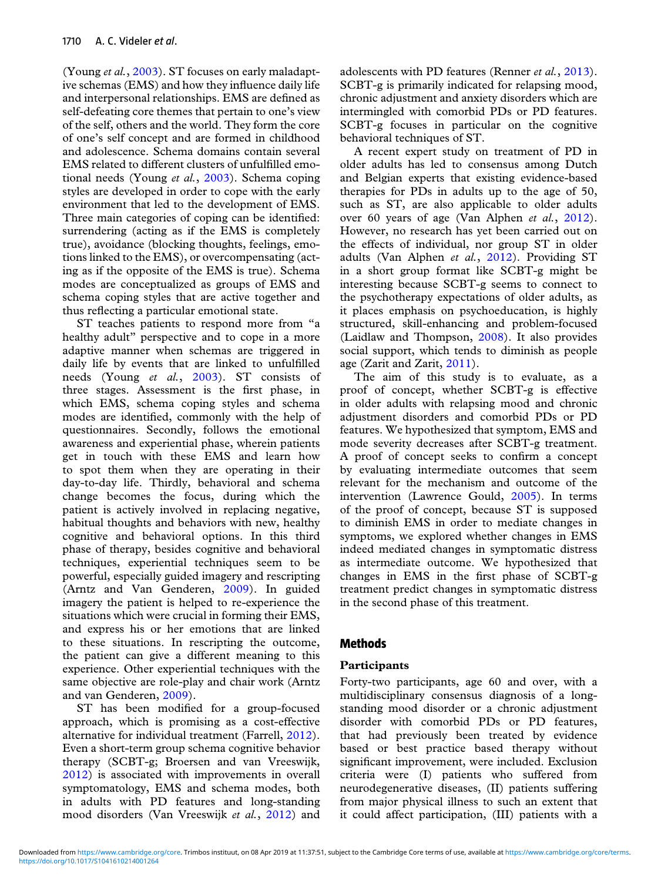(Young *et al.*, 2003). ST focuses on early maladaptive schemas (EMS) and how they influence daily life and interpersonal relationships. EMS are defined as self-defeating core themes that pertain to one's view of the self, others and the world. They form the core of one's self concept and are formed in childhood and adolescence. Schema domains contain several EMS related to different clusters of unfulfilled emotional needs (Young *et al.*, 2003). Schema coping styles are developed in order to cope with the early environment that led to the development of EMS. Three main categories of coping can be identified: surrendering (acting as if the EMS is completely true), avoidance (blocking thoughts, feelings, emotions linked to the EMS), or overcompensating (acting as if the opposite of the EMS is true). Schema modes are conceptualized as groups of EMS and schema coping styles that are active together and thus reflecting a particular emotional state.

ST teaches patients to respond more from "a healthy adult" perspective and to cope in a more adaptive manner when schemas are triggered in daily life by events that are linked to unfulfilled needs (Young *et al.*, 2003). ST consists of three stages. Assessment is the first phase, in which EMS, schema coping styles and schema modes are identified, commonly with the help of questionnaires. Secondly, follows the emotional awareness and experiential phase, wherein patients get in touch with these EMS and learn how to spot them when they are operating in their day-to-day life. Thirdly, behavioral and schema change becomes the focus, during which the patient is actively involved in replacing negative, habitual thoughts and behaviors with new, healthy cognitive and behavioral options. In this third phase of therapy, besides cognitive and behavioral techniques, experiential techniques seem to be powerful, especially guided imagery and rescripting (Arntz and Van Genderen, 2009). In guided imagery the patient is helped to re-experience the situations which were crucial in forming their EMS, and express his or her emotions that are linked to these situations. In rescripting the outcome, the patient can give a different meaning to this experience. Other experiential techniques with the same objective are role-play and chair work (Arntz and van Genderen, 2009).

ST has been modified for a group-focused approach, which is promising as a cost-effective alternative for individual treatment (Farrell, 2012). Even a short-term group schema cognitive behavior therapy (SCBT-g; Broersen and van Vreeswijk, 2012) is associated with improvements in overall symptomatology, EMS and schema modes, both in adults with PD features and long-standing mood disorders (Van Vreeswijk *et al.*, 2012) and adolescents with PD features (Renner *et al.*, 2013). SCBT-g is primarily indicated for relapsing mood, chronic adjustment and anxiety disorders which are intermingled with comorbid PDs or PD features. SCBT-g focuses in particular on the cognitive behavioral techniques of ST.

A recent expert study on treatment of PD in older adults has led to consensus among Dutch and Belgian experts that existing evidence-based therapies for PDs in adults up to the age of 50, such as ST, are also applicable to older adults over 60 years of age (Van Alphen *et al.*, 2012). However, no research has yet been carried out on the effects of individual, nor group ST in older adults (Van Alphen *et al.*, 2012). Providing ST in a short group format like SCBT-g might be interesting because SCBT-g seems to connect to the psychotherapy expectations of older adults, as it places emphasis on psychoeducation, is highly structured, skill-enhancing and problem-focused (Laidlaw and Thompson, 2008). It also provides social support, which tends to diminish as people age (Zarit and Zarit, 2011).

The aim of this study is to evaluate, as a proof of concept, whether SCBT-g is effective in older adults with relapsing mood and chronic adjustment disorders and comorbid PDs or PD features. We hypothesized that symptom, EMS and mode severity decreases after SCBT-g treatment. A proof of concept seeks to confirm a concept by evaluating intermediate outcomes that seem relevant for the mechanism and outcome of the intervention (Lawrence Gould, 2005). In terms of the proof of concept, because ST is supposed to diminish EMS in order to mediate changes in symptoms, we explored whether changes in EMS indeed mediated changes in symptomatic distress as intermediate outcome. We hypothesized that changes in EMS in the first phase of SCBT-g treatment predict changes in symptomatic distress in the second phase of this treatment.

## Methods

### Participants

Forty-two participants, age 60 and over, with a multidisciplinary consensus diagnosis of a long-standing mood disorder or a chronic adjustment disorder with comorbid PDs or PD features, that had previously been treated by evidence based or best practice based therapy without significant improvement, were included. Exclusion criteria were (I) patients who suffered from neurodegenerative diseases, (II) patients suffering from major physical illness to such an extent that it could affect participation, (III) patients with a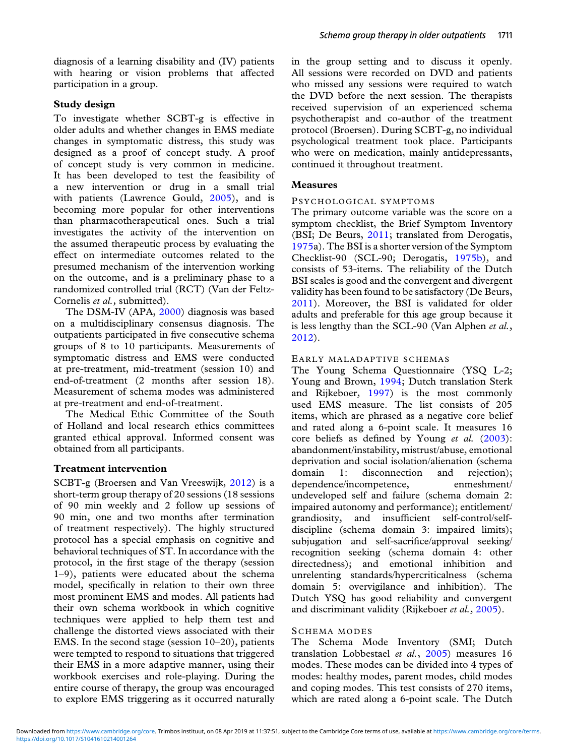diagnosis of a learning disability and (IV) patients with hearing or vision problems that affected participation in a group.

### Study design

To investigate whether SCBT-g is effective in older adults and whether changes in EMS mediate changes in symptomatic distress, this study was designed as a proof of concept study. A proof of concept study is very common in medicine. It has been developed to test the feasibility of a new intervention or drug in a small trial with patients (Lawrence Gould, 2005), and is becoming more popular for other interventions than pharmacotherapeutical ones. Such a trial investigates the activity of the intervention on the assumed therapeutic process by evaluating the effect on intermediate outcomes related to the presumed mechanism of the intervention working on the outcome, and is a preliminary phase to a randomized controlled trial (RCT) (Van der Feltz-Cornelis *et al.*, submitted).

The DSM-IV (APA, 2000) diagnosis was based on a multidisciplinary consensus diagnosis. The outpatients participated in five consecutive schema groups of 8 to 10 participants. Measurements of symptomatic distress and EMS were conducted at pre-treatment, mid-treatment (session 10) and end-of-treatment (2 months after session 18). Measurement of schema modes was administered at pre-treatment and end-of-treatment.

The Medical Ethic Committee of the South of Holland and local research ethics committees granted ethical approval. Informed consent was obtained from all participants.

### Treatment intervention

SCBT-g (Broersen and Van Vreeswijk, 2012) is a short-term group therapy of 20 sessions (18 sessions of 90 min weekly and 2 follow up sessions of 90 min, one and two months after termination of treatment respectively). The highly structured protocol has a special emphasis on cognitive and behavioral techniques of ST. In accordance with the protocol, in the first stage of the therapy (session 1–9), patients were educated about the schema model, specifically in relation to their own three most prominent EMS and modes. All patients had their own schema workbook in which cognitive techniques were applied to help them test and challenge the distorted views associated with their EMS. In the second stage (session 10–20), patients were tempted to respond to situations that triggered their EMS in a more adaptive manner, using their workbook exercises and role-playing. During the entire course of therapy, the group was encouraged to explore EMS triggering as it occurred naturally in the group setting and to discuss it openly. All sessions were recorded on DVD and patients who missed any sessions were required to watch the DVD before the next session. The therapists received supervision of an experienced schema psychotherapist and co-author of the treatment protocol (Broersen). During SCBT-g, no individual psychological treatment took place. Participants who were on medication, mainly antidepressants, continued it throughout treatment.

### Measures

#### Psychological symptoms

The primary outcome variable was the score on a symptom checklist, the Brief Symptom Inventory (BSI; De Beurs, 2011; translated from Derogatis, 1975a). The BSI is a shorter version of the Symptom Checklist-90 (SCL-90; Derogatis, 1975b), and consists of 53-items. The reliability of the Dutch BSI scales is good and the convergent and divergent validity has been found to be satisfactory (De Beurs, 2011). Moreover, the BSI is validated for older adults and preferable for this age group because it is less lengthy than the SCL-90 (Van Alphen *et al.*, 2012).

#### Early maladaptive schemas

The Young Schema Questionnaire (YSQ L-2; Young and Brown, 1994; Dutch translation Sterk and Rijkeboer, 1997) is the most commonly used EMS measure. The list consists of 205 items, which are phrased as a negative core belief and rated along a 6-point scale. It measures 16 core beliefs as defined by Young *et al.* (2003): abandonment/instability, mistrust/abuse, emotional deprivation and social isolation/alienation (schema domain 1: disconnection and rejection); dependence/incompetence, enmeshment/undeveloped self and failure (schema domain 2: impaired autonomy and performance); entitlement/grandiosity, and insufficient self-control/self-discipline (schema domain 3: impaired limits); subjugation and self-sacrifice/approval seeking/recognition seeking (schema domain 4: other directedness); and emotional inhibition and unrelenting standards/hypercriticalness (schema domain 5: overvigilance and inhibition). The Dutch YSQ has good reliability and convergent and discriminant validity (Rijkeboer *et al.*, 2005).

#### Schema modes

The Schema Mode Inventory (SMI; Dutch translation Lobbestael *et al.*, 2005) measures 16 modes. These modes can be divided into 4 types of modes: healthy modes, parent modes, child modes and coping modes. This test consists of 270 items, which are rated along a 6-point scale. The Dutch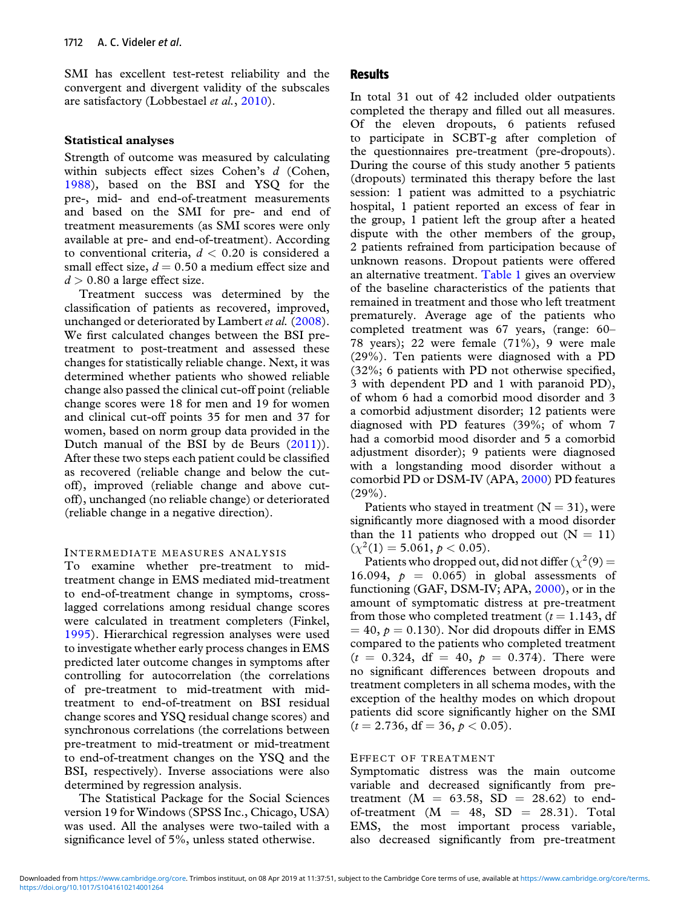SMI has excellent test-retest reliability and the convergent and divergent validity of the subscales are satisfactory (Lobbestael *et al.*, 2010).

### Statistical analyses

Strength of outcome was measured by calculating within subjects effect sizes Cohen's $d$ (Cohen, 1988), based on the BSI and YSQ for the pre-, mid- and end-of-treatment measurements and based on the SMI for pre- and end of treatment measurements (as SMI scores were only available at pre- and end-of-treatment). According to conventional criteria, $d < 0.20$ is considered a small effect size, $d = 0.50$ a medium effect size and $d > 0.80$ a large effect size.

Treatment success was determined by the classification of patients as recovered, improved, unchanged or deteriorated by Lambert *et al.* (2008). We first calculated changes between the BSI pre-treatment to post-treatment and assessed these changes for statistically reliable change. Next, it was determined whether patients who showed reliable change also passed the clinical cut-off point (reliable change scores were 18 for men and 19 for women and clinical cut-off points 35 for men and 37 for women, based on norm group data provided in the Dutch manual of the BSI by de Beurs (2011)). After these two steps each patient could be classified as recovered (reliable change and below the cut-off), improved (reliable change and above cut-off), unchanged (no reliable change) or deteriorated (reliable change in a negative direction).

#### Intermediate measures analysis

To examine whether pre-treatment to mid-treatment change in EMS mediated mid-treatment to end-of-treatment change in symptoms, cross-lagged correlations among residual change scores were calculated in treatment completers (Finkel, 1995). Hierarchical regression analyses were used to investigate whether early process changes in EMS predicted later outcome changes in symptoms after controlling for autocorrelation (the correlations of pre-treatment to mid-treatment with mid-treatment to end-of-treatment on BSI residual change scores and YSQ residual change scores) and synchronous correlations (the correlations between pre-treatment to mid-treatment or mid-treatment to end-of-treatment changes on the YSQ and the BSI, respectively). Inverse associations were also determined by regression analysis.

The Statistical Package for the Social Sciences version 19 for Windows (SPSS Inc., Chicago, USA) was used. All the analyses were two-tailed with a significance level of 5%, unless stated otherwise.

## Results

In total 31 out of 42 included older outpatients completed the therapy and filled out all measures. Of the eleven dropouts, 6 patients refused to participate in SCBT-g after completion of the questionnaires pre-treatment (pre-dropouts). During the course of this study another 5 patients (dropouts) terminated this therapy before the last session: 1 patient was admitted to a psychiatric hospital, 1 patient reported an excess of fear in the group, 1 patient left the group after a heated dispute with the other members of the group, 2 patients refrained from participation because of unknown reasons. Dropout patients were offered an alternative treatment. Table 1 gives an overview of the baseline characteristics of the patients that remained in treatment and those who left treatment prematurely. Average age of the patients who completed treatment was 67 years, (range: 60–78 years); 22 were female (71%), 9 were male (29%). Ten patients were diagnosed with a PD (32%; 6 patients with PD not otherwise specified, 3 with dependent PD and 1 with paranoid PD), of whom 6 had a comorbid mood disorder and 3 a comorbid adjustment disorder; 12 patients were diagnosed with PD features (39%; of whom 7 had a comorbid mood disorder and 5 a comorbid adjustment disorder); 9 patients were diagnosed with a longstanding mood disorder without a comorbid PD or DSM-IV (APA, 2000) PD features (29%).

Patients who stayed in treatment (N = 31), were significantly more diagnosed with a mood disorder than the 11 patients who dropped out (N = 11) ($\chi^2(1) = 5.061$, $p < 0.05$).

Patients who dropped out, did not differ ($\chi^2(9) = 16.094$, $p = 0.065$) in global assessments of functioning (GAF, DSM-IV; APA, 2000), or in the amount of symptomatic distress at pre-treatment from those who completed treatment ($t = 1.143$, df $= 40$, $p = 0.130$). Nor did dropouts differ in EMS compared to the patients who completed treatment ($t = 0.324$, df $= 40$, $p = 0.374$). There were no significant differences between dropouts and treatment completers in all schema modes, with the exception of the healthy modes on which dropout patients did score significantly higher on the SMI ($t = 2.736$, df $= 36$, $p < 0.05$).

#### Effect of treatment

Symptomatic distress was the main outcome variable and decreased significantly from pre-treatment (M = 63.58, SD = 28.62) to end-of-treatment (M = 48, SD = 28.31). Total EMS, the most important process variable, also decreased significantly from pre-treatment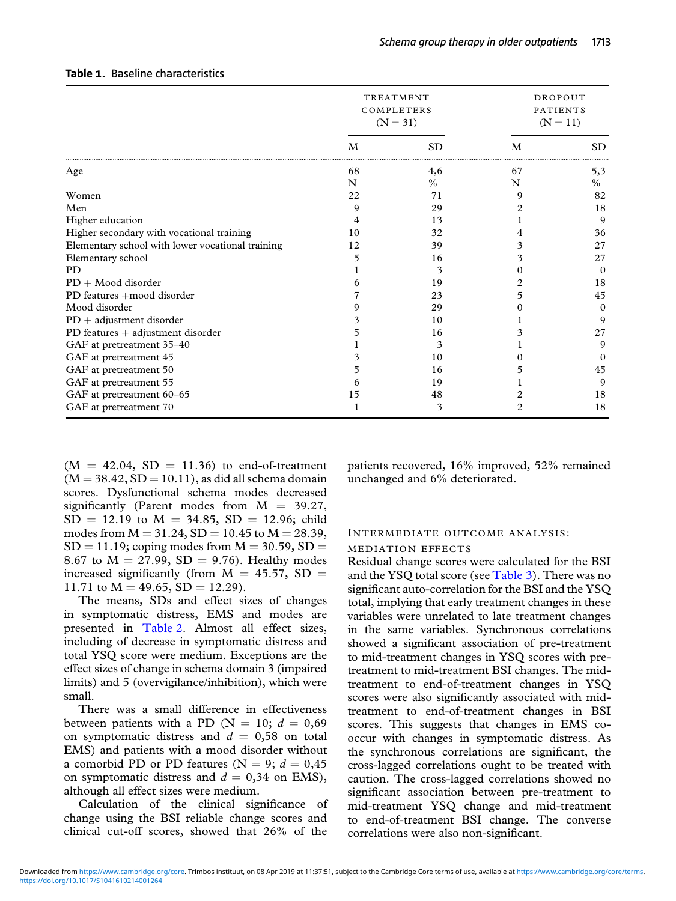**Table 1.** Baseline characteristics

| | Treatment completers (N = 31) | | Dropout patients (N = 11) | |
|---|---|---|---|---|
| | M | SD | M | SD |
| Age | 68 | 4,6 | 67 | 5,3 |
| | N | % | N | % |
| Women | 22 | 71 | 9 | 82 |
| Men | 9 | 29 | 2 | 18 |
| Higher education | 4 | 13 | 1 | 9 |
| Higher secondary with vocational training | 10 | 32 | 4 | 36 |
| Elementary school with lower vocational training | 12 | 39 | 3 | 27 |
| Elementary school | 5 | 16 | 3 | 27 |
| PD | 1 | 3 | 0 | 0 |
| PD + Mood disorder | 6 | 19 | 2 | 18 |
| PD features +mood disorder | 7 | 23 | 5 | 45 |
| Mood disorder | 9 | 29 | 0 | 0 |
| PD + adjustment disorder | 3 | 10 | 1 | 9 |
| PD features + adjustment disorder | 5 | 16 | 3 | 27 |
| GAF at pretreatment 35–40 | 1 | 3 | 1 | 9 |
| GAF at pretreatment 45 | 3 | 10 | 0 | 0 |
| GAF at pretreatment 50 | 5 | 16 | 5 | 45 |
| GAF at pretreatment 55 | 6 | 19 | 1 | 9 |
| GAF at pretreatment 60–65 | 15 | 48 | 2 | 18 |
| GAF at pretreatment 70 | 1 | 3 | 2 | 18 |

(M = 42.04, SD = 11.36) to end-of-treatment (M = 38.42, SD = 10.11), as did all schema domain scores. Dysfunctional schema modes decreased significantly (Parent modes from M = 39.27, SD = 12.19 to M = 34.85, SD = 12.96; child modes from M = 31.24, SD = 10.45 to M = 28.39, SD = 11.19; coping modes from M = 30.59, SD = 8.67 to M = 27.99, SD = 9.76). Healthy modes increased significantly (from M = 45.57, SD = 11.71 to M = 49.65, SD = 12.29).

The means, SDs and effect sizes of changes in symptomatic distress, EMS and modes are presented in Table 2. Almost all effect sizes, including of decrease in symptomatic distress and total YSQ score were medium. Exceptions are the effect sizes of change in schema domain 3 (impaired limits) and 5 (overvigilance/inhibition), which were small.

There was a small difference in effectiveness between patients with a PD (N = 10; $d$ = 0,69 on symptomatic distress and $d$ = 0,58 on total EMS) and patients with a mood disorder without a comorbid PD or PD features (N = 9; $d$ = 0,45 on symptomatic distress and $d$ = 0,34 on EMS), although all effect sizes were medium.

Calculation of the clinical significance of change using the BSI reliable change scores and clinical cut-off scores, showed that 26% of the patients recovered, 16% improved, 52% remained unchanged and 6% deteriorated.

## Intermediate outcome analysis: mediation effects

Residual change scores were calculated for the BSI and the YSQ total score (see Table 3). There was no significant auto-correlation for the BSI and the YSQ total, implying that early treatment changes in these variables were unrelated to late treatment changes in the same variables. Synchronous correlations showed a significant association of pre-treatment to mid-treatment changes in YSQ scores with pre-treatment to mid-treatment BSI changes. The mid-treatment to end-of-treatment changes in YSQ scores were also significantly associated with mid-treatment to end-of-treatment changes in BSI scores. This suggests that changes in EMS co-occur with changes in symptomatic distress. As the synchronous correlations are significant, the cross-lagged correlations ought to be treated with caution. The cross-lagged correlations showed no significant association between pre-treatment to mid-treatment YSQ change and mid-treatment to end-of-treatment BSI change. The converse correlations were also non-significant.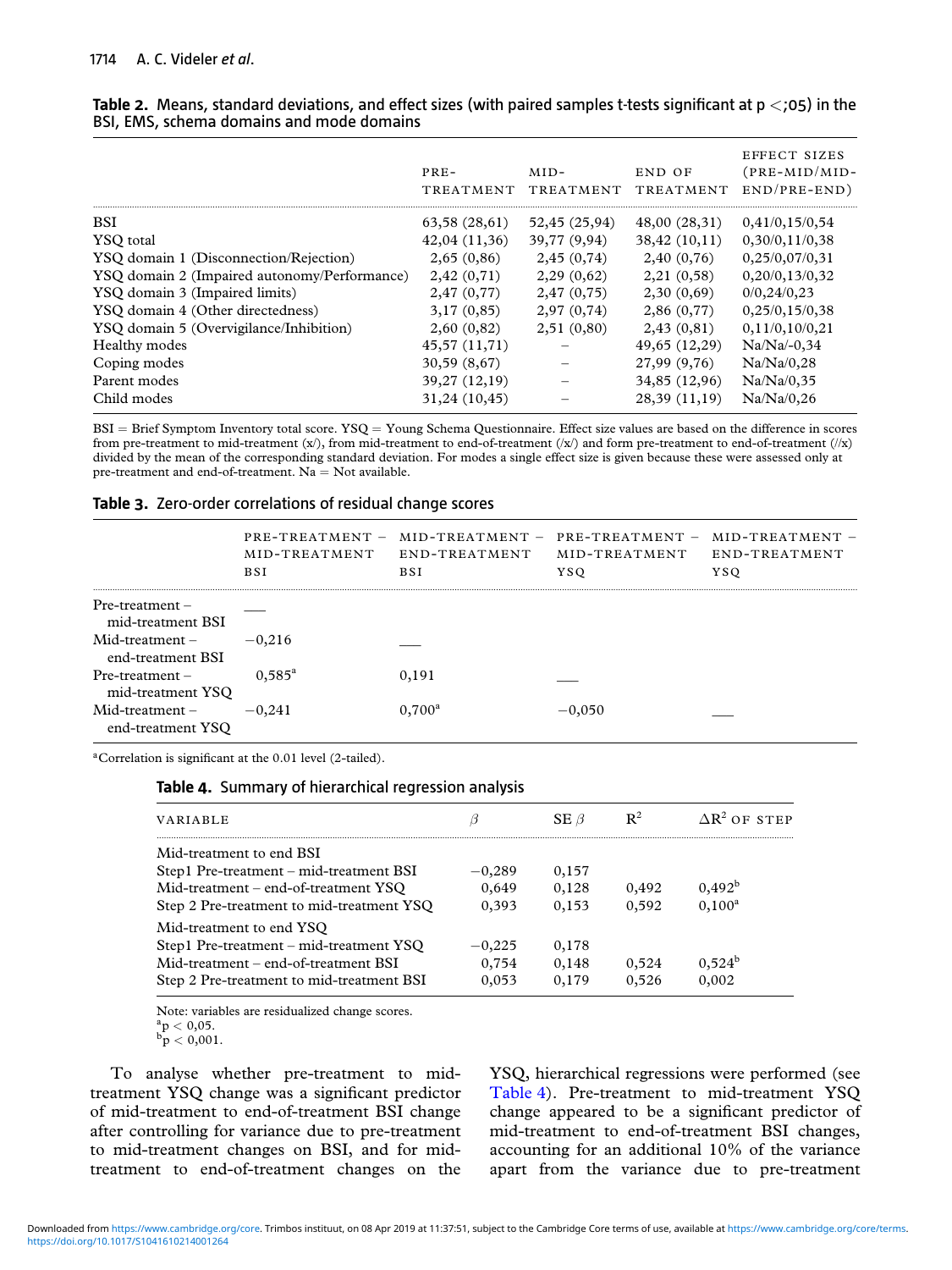**Table 2.** Means, standard deviations, and effect sizes (with paired samples t-tests significant at p <;05) in the BSI, EMS, schema domains and mode domains

| | PRE-TREATMENT | MID-TREATMENT | END OF TREATMENT | EFFECT SIZES (PRE-MID/MID-END/PRE-END) |
|---|---|---|---|---|
| BSI | 63,58 (28,61) | 52,45 (25,94) | 48,00 (28,31) | 0,41/0,15/0,54 |
| YSQ total | 42,04 (11,36) | 39,77 (9,94) | 38,42 (10,11) | 0,30/0,11/0,38 |
| YSQ domain 1 (Disconnection/Rejection) | 2,65 (0,86) | 2,45 (0,74) | 2,40 (0,76) | 0,25/0,07/0,31 |
| YSQ domain 2 (Impaired autonomy/Performance) | 2,42 (0,71) | 2,29 (0,62) | 2,21 (0,58) | 0,20/0,13/0,32 |
| YSQ domain 3 (Impaired limits) | 2,47 (0,77) | 2,47 (0,75) | 2,30 (0,69) | 0/0,24/0,23 |
| YSQ domain 4 (Other directedness) | 3,17 (0,85) | 2,97 (0,74) | 2,86 (0,77) | 0,25/0,15/0,38 |
| YSQ domain 5 (Overvigilance/Inhibition) | 2,60 (0,82) | 2,51 (0,80) | 2,43 (0,81) | 0,11/0,10/0,21 |
| Healthy modes | 45,57 (11,71) | – | 49,65 (12,29) | Na/Na/-0,34 |
| Coping modes | 30,59 (8,67) | – | 27,99 (9,76) | Na/Na/0,28 |
| Parent modes | 39,27 (12,19) | – | 34,85 (12,96) | Na/Na/0,35 |
| Child modes | 31,24 (10,45) | – | 28,39 (11,19) | Na/Na/0,26 |

BSI = Brief Symptom Inventory total score. YSQ = Young Schema Questionnaire. Effect size values are based on the difference in scores from pre-treatment to mid-treatment (x/), from mid-treatment to end-of-treatment (/x/) and form pre-treatment to end-of-treatment (//x) divided by the mean of the corresponding standard deviation. For modes a single effect size is given because these were assessed only at pre-treatment and end-of-treatment. Na = Not available.

**Table 3.** Zero-order correlations of residual change scores

| | PRE-TREATMENT – MID-TREATMENT BSI | MID-TREATMENT – END-TREATMENT BSI | PRE-TREATMENT – MID-TREATMENT YSQ | MID-TREATMENT – END-TREATMENT YSQ |
|---|---|---|---|---|
| Pre-treatment – mid-treatment BSI | ___ | | | |
| Mid-treatment – end-treatment BSI | −0,216 | ___ | | |
| Pre-treatment – mid-treatment YSQ | 0,585[a] | 0,191 | ___ | |
| Mid-treatment – end-treatment YSQ | −0,241 | 0,700[a] | −0,050 | ___ |

[a]Correlation is significant at the 0.01 level (2-tailed).

**Table 4.** Summary of hierarchical regression analysis

| VARIABLE | $\beta$ | SE $\beta$ | $R^2$ | $\Delta R^2$ OF STEP |
|---|---|---|---|---|
| Mid-treatment to end BSI | | | | |
| Step1 Pre-treatment – mid-treatment BSI | −0,289 | 0,157 | | |
| Mid-treatment – end-of-treatment YSQ | 0,649 | 0,128 | 0,492 | 0,492[b] |
| Step 2 Pre-treatment to mid-treatment YSQ | 0,393 | 0,153 | 0,592 | 0,100[a] |
| Mid-treatment to end YSQ | | | | |
| Step1 Pre-treatment – mid-treatment YSQ | −0,225 | 0,178 | | |
| Mid-treatment – end-of-treatment BSI | 0,754 | 0,148 | 0,524 | 0,524[b] |
| Step 2 Pre-treatment to mid-treatment BSI | 0,053 | 0,179 | 0,526 | 0,002 |

Note: variables are residualized change scores.
[a]$p < 0,05$.
[b]$p < 0,001$.

To analyse whether pre-treatment to mid-treatment YSQ change was a significant predictor of mid-treatment to end-of-treatment BSI change after controlling for variance due to pre-treatment to mid-treatment changes on BSI, and for mid-treatment to end-of-treatment changes on the YSQ, hierarchical regressions were performed (see Table 4). Pre-treatment to mid-treatment YSQ change appeared to be a significant predictor of mid-treatment to end-of-treatment BSI changes, accounting for an additional 10% of the variance apart from the variance due to pre-treatment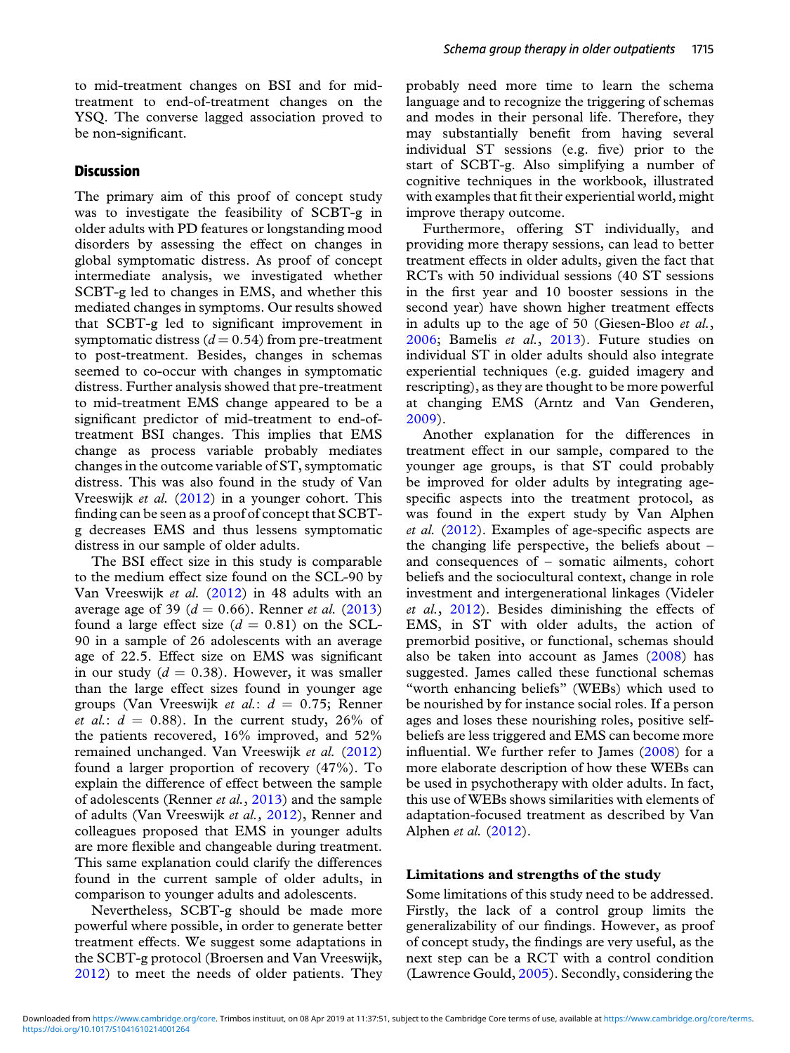to mid-treatment changes on BSI and for mid-treatment to end-of-treatment changes on the YSQ. The converse lagged association proved to be non-significant.

## Discussion

The primary aim of this proof of concept study was to investigate the feasibility of SCBT-g in older adults with PD features or longstanding mood disorders by assessing the effect on changes in global symptomatic distress. As proof of concept intermediate analysis, we investigated whether SCBT-g led to changes in EMS, and whether this mediated changes in symptoms. Our results showed that SCBT-g led to significant improvement in symptomatic distress ($d = 0.54$) from pre-treatment to post-treatment. Besides, changes in schemas seemed to co-occur with changes in symptomatic distress. Further analysis showed that pre-treatment to mid-treatment EMS change appeared to be a significant predictor of mid-treatment to end-of-treatment BSI changes. This implies that EMS change as process variable probably mediates changes in the outcome variable of ST, symptomatic distress. This was also found in the study of Van Vreeswijk *et al.* (2012) in a younger cohort. This finding can be seen as a proof of concept that SCBT-g decreases EMS and thus lessens symptomatic distress in our sample of older adults.

The BSI effect size in this study is comparable to the medium effect size found on the SCL-90 by Van Vreeswijk *et al.* (2012) in 48 adults with an average age of 39 ($d = 0.66$). Renner *et al.* (2013) found a large effect size ($d = 0.81$) on the SCL-90 in a sample of 26 adolescents with an average age of 22.5. Effect size on EMS was significant in our study ($d = 0.38$). However, it was smaller than the large effect sizes found in younger age groups (Van Vreeswijk *et al.*: $d = 0.75$; Renner *et al.*: $d = 0.88$). In the current study, 26% of the patients recovered, 16% improved, and 52% remained unchanged. Van Vreeswijk *et al.* (2012) found a larger proportion of recovery (47%). To explain the difference of effect between the sample of adolescents (Renner *et al.*, 2013) and the sample of adults (Van Vreeswijk *et al.*, 2012), Renner and colleagues proposed that EMS in younger adults are more flexible and changeable during treatment. This same explanation could clarify the differences found in the current sample of older adults, in comparison to younger adults and adolescents.

Nevertheless, SCBT-g should be made more powerful where possible, in order to generate better treatment effects. We suggest some adaptations in the SCBT-g protocol (Broersen and Van Vreeswijk, 2012) to meet the needs of older patients. They probably need more time to learn the schema language and to recognize the triggering of schemas and modes in their personal life. Therefore, they may substantially benefit from having several individual ST sessions (e.g. five) prior to the start of SCBT-g. Also simplifying a number of cognitive techniques in the workbook, illustrated with examples that fit their experiential world, might improve therapy outcome.

Furthermore, offering ST individually, and providing more therapy sessions, can lead to better treatment effects in older adults, given the fact that RCTs with 50 individual sessions (40 ST sessions in the first year and 10 booster sessions in the second year) have shown higher treatment effects in adults up to the age of 50 (Giesen-Bloo *et al.*, 2006; Bamelis *et al.*, 2013). Future studies on individual ST in older adults should also integrate experiential techniques (e.g. guided imagery and rescripting), as they are thought to be more powerful at changing EMS (Arntz and Van Genderen, 2009).

Another explanation for the differences in treatment effect in our sample, compared to the younger age groups, is that ST could probably be improved for older adults by integrating age-specific aspects into the treatment protocol, as was found in the expert study by Van Alphen *et al.* (2012). Examples of age-specific aspects are the changing life perspective, the beliefs about – and consequences of – somatic ailments, cohort beliefs and the sociocultural context, change in role investment and intergenerational linkages (Videler *et al.*, 2012). Besides diminishing the effects of EMS, in ST with older adults, the action of premorbid positive, or functional, schemas should also be taken into account as James (2008) has suggested. James called these functional schemas "worth enhancing beliefs" (WEBs) which used to be nourished by for instance social roles. If a person ages and loses these nourishing roles, positive self-beliefs are less triggered and EMS can become more influential. We further refer to James (2008) for a more elaborate description of how these WEBs can be used in psychotherapy with older adults. In fact, this use of WEBs shows similarities with elements of adaptation-focused treatment as described by Van Alphen *et al.* (2012).

### Limitations and strengths of the study

Some limitations of this study need to be addressed. Firstly, the lack of a control group limits the generalizability of our findings. However, as proof of concept study, the findings are very useful, as the next step can be a RCT with a control condition (Lawrence Gould, 2005). Secondly, considering the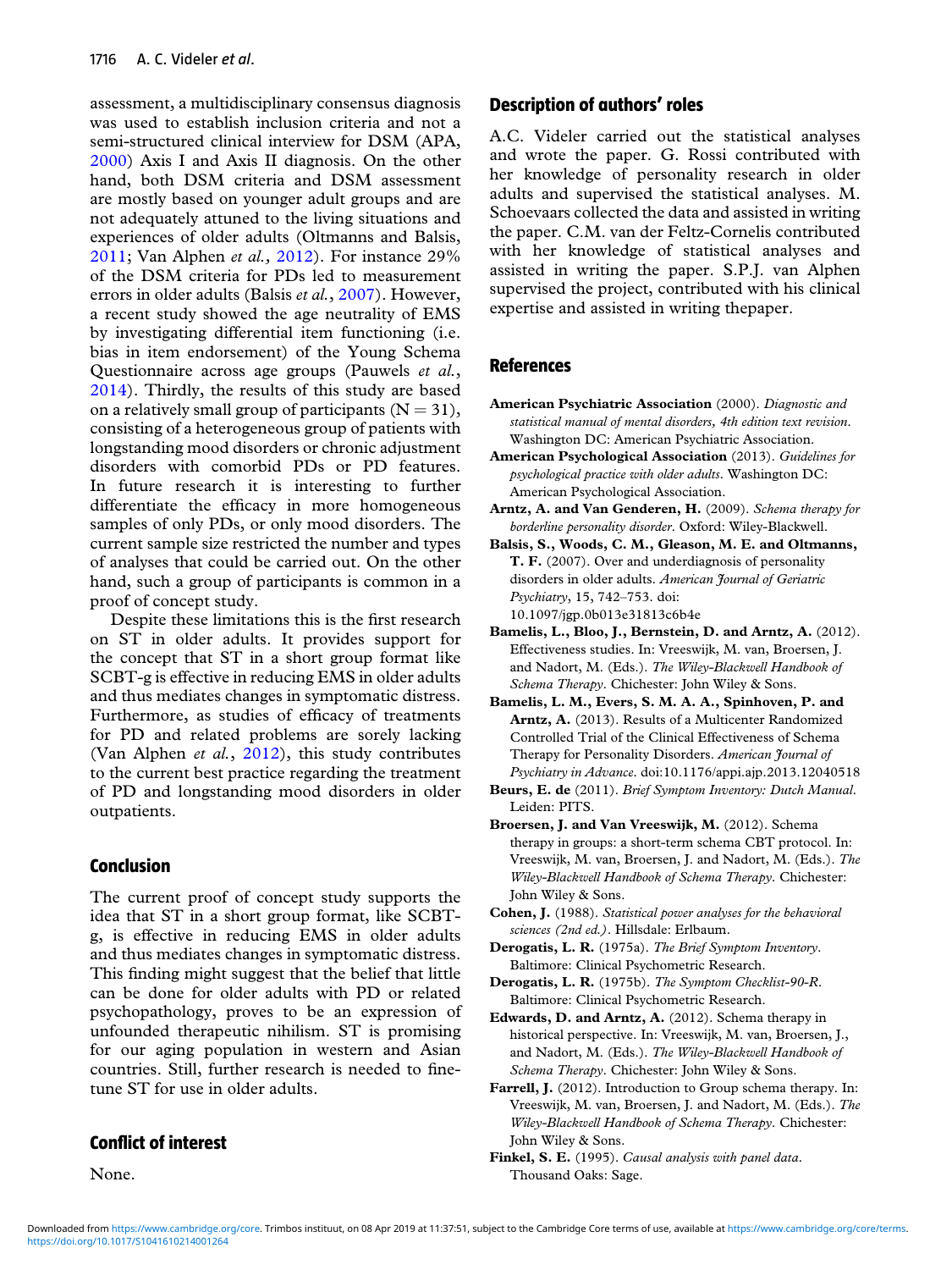assessment, a multidisciplinary consensus diagnosis was used to establish inclusion criteria and not a semi-structured clinical interview for DSM (APA, 2000) Axis I and Axis II diagnosis. On the other hand, both DSM criteria and DSM assessment are mostly based on younger adult groups and are not adequately attuned to the living situations and experiences of older adults (Oltmanns and Balsis, 2011; Van Alphen *et al.*, 2012). For instance 29% of the DSM criteria for PDs led to measurement errors in older adults (Balsis *et al.*, 2007). However, a recent study showed the age neutrality of EMS by investigating differential item functioning (i.e. bias in item endorsement) of the Young Schema Questionnaire across age groups (Pauwels *et al.*, 2014). Thirdly, the results of this study are based on a relatively small group of participants ($N = 31$), consisting of a heterogeneous group of patients with longstanding mood disorders or chronic adjustment disorders with comorbid PDs or PD features. In future research it is interesting to further differentiate the efficacy in more homogeneous samples of only PDs, or only mood disorders. The current sample size restricted the number and types of analyses that could be carried out. On the other hand, such a group of participants is common in a proof of concept study.

Despite these limitations this is the first research on ST in older adults. It provides support for the concept that ST in a short group format like SCBT-g is effective in reducing EMS in older adults and thus mediates changes in symptomatic distress. Furthermore, as studies of efficacy of treatments for PD and related problems are sorely lacking (Van Alphen *et al.*, 2012), this study contributes to the current best practice regarding the treatment of PD and longstanding mood disorders in older outpatients.

## Conclusion

The current proof of concept study supports the idea that ST in a short group format, like SCBT-g, is effective in reducing EMS in older adults and thus mediates changes in symptomatic distress. This finding might suggest that the belief that little can be done for older adults with PD or related psychopathology, proves to be an expression of unfounded therapeutic nihilism. ST is promising for our aging population in western and Asian countries. Still, further research is needed to fine-tune ST for use in older adults.

## Conflict of interest

None.

## Description of authors' roles

A.C. Videler carried out the statistical analyses and wrote the paper. G. Rossi contributed with her knowledge of personality research in older adults and supervised the statistical analyses. M. Schoevaars collected the data and assisted in writing the paper. C.M. van der Feltz-Cornelis contributed with her knowledge of statistical analyses and assisted in writing the paper. S.P.J. van Alphen supervised the project, contributed with his clinical expertise and assisted in writing thepaper.

## References

**American Psychiatric Association** (2000). *Diagnostic and statistical manual of mental disorders, 4th edition text revision*. Washington DC: American Psychiatric Association.

**American Psychological Association** (2013). *Guidelines for psychological practice with older adults*. Washington DC: American Psychological Association.

**Arntz, A. and Van Genderen, H.** (2009). *Schema therapy for borderline personality disorder*. Oxford: Wiley-Blackwell.

**Balsis, S., Woods, C. M., Gleason, M. E. and Oltmanns, T. F.** (2007). Over and underdiagnosis of personality disorders in older adults. *American Journal of Geriatric Psychiatry*, 15, 742–753. doi: 10.1097/jgp.0b013e31813c6b4e

**Bamelis, L., Bloo, J., Bernstein, D. and Arntz, A.** (2012). Effectiveness studies. In: Vreeswijk, M. van, Broersen, J. and Nadort, M. (Eds.). *The Wiley-Blackwell Handbook of Schema Therapy*. Chichester: John Wiley & Sons.

**Bamelis, L. M., Evers, S. M. A. A., Spinhoven, P. and Arntz, A.** (2013). Results of a Multicenter Randomized Controlled Trial of the Clinical Effectiveness of Schema Therapy for Personality Disorders. *American Journal of Psychiatry in Advance*. doi:10.1176/appi.ajp.2013.12040518

**Beurs, E. de** (2011). *Brief Symptom Inventory: Dutch Manual*. Leiden: PITS.

**Broersen, J. and Van Vreeswijk, M.** (2012). Schema therapy in groups: a short-term schema CBT protocol. In: Vreeswijk, M. van, Broersen, J. and Nadort, M. (Eds.). *The Wiley-Blackwell Handbook of Schema Therapy*. Chichester: John Wiley & Sons.

**Cohen, J.** (1988). *Statistical power analyses for the behavioral sciences (2nd ed.)*. Hillsdale: Erlbaum.

**Derogatis, L. R.** (1975a). *The Brief Symptom Inventory*. Baltimore: Clinical Psychometric Research.

**Derogatis, L. R.** (1975b). *The Symptom Checklist-90-R*. Baltimore: Clinical Psychometric Research.

**Edwards, D. and Arntz, A.** (2012). Schema therapy in historical perspective. In: Vreeswijk, M. van, Broersen, J., and Nadort, M. (Eds.). *The Wiley-Blackwell Handbook of Schema Therapy*. Chichester: John Wiley & Sons.

**Farrell, J.** (2012). Introduction to Group schema therapy. In: Vreeswijk, M. van, Broersen, J. and Nadort, M. (Eds.). *The Wiley-Blackwell Handbook of Schema Therapy*. Chichester: John Wiley & Sons.

**Finkel, S. E.** (1995). *Causal analysis with panel data*. Thousand Oaks: Sage.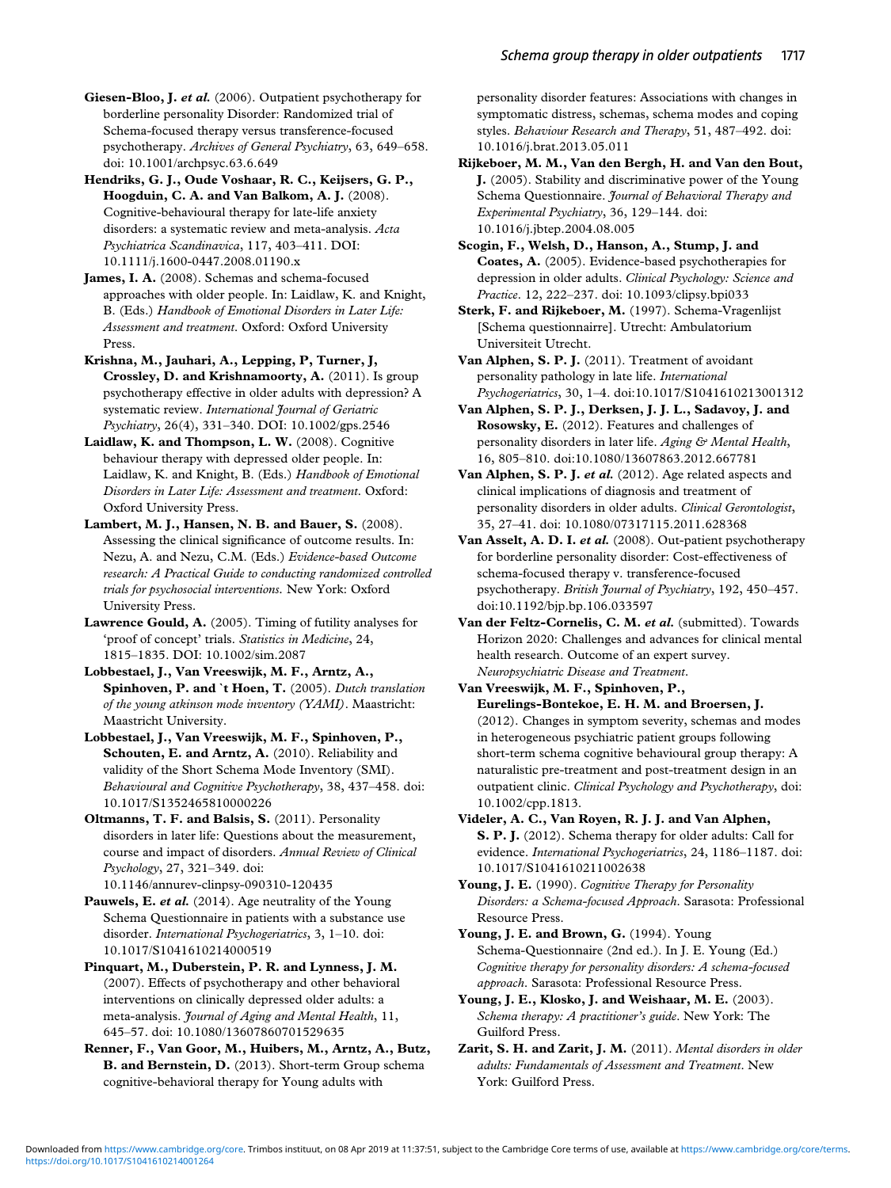**Giesen-Bloo, J. *et al.*** (2006). Outpatient psychotherapy for borderline personality Disorder: Randomized trial of Schema-focused therapy versus transference-focused psychotherapy. *Archives of General Psychiatry*, 63, 649–658. doi: 10.1001/archpsyc.63.6.649

**Hendriks, G. J., Oude Voshaar, R. C., Keijsers, G. P., Hoogduin, C. A. and Van Balkom, A. J.** (2008). Cognitive-behavioural therapy for late-life anxiety disorders: a systematic review and meta-analysis. *Acta Psychiatrica Scandinavica*, 117, 403–411. DOI: 10.1111/j.1600-0447.2008.01190.x

**James, I. A.** (2008). Schemas and schema-focused approaches with older people. In: Laidlaw, K. and Knight, B. (Eds.) *Handbook of Emotional Disorders in Later Life: Assessment and treatment*. Oxford: Oxford University Press.

**Krishna, M., Jauhari, A., Lepping, P, Turner, J, Crossley, D. and Krishnamoorty, A.** (2011). Is group psychotherapy effective in older adults with depression? A systematic review. *International Journal of Geriatric Psychiatry*, 26(4), 331–340. DOI: 10.1002/gps.2546

**Laidlaw, K. and Thompson, L. W.** (2008). Cognitive behaviour therapy with depressed older people. In: Laidlaw, K. and Knight, B. (Eds.) *Handbook of Emotional Disorders in Later Life: Assessment and treatment*. Oxford: Oxford University Press.

**Lambert, M. J., Hansen, N. B. and Bauer, S.** (2008). Assessing the clinical significance of outcome results. In: Nezu, A. and Nezu, C.M. (Eds.) *Evidence-based Outcome research: A Practical Guide to conducting randomized controlled trials for psychosocial interventions*. New York: Oxford University Press.

**Lawrence Gould, A.** (2005). Timing of futility analyses for 'proof of concept' trials. *Statistics in Medicine*, 24, 1815–1835. DOI: 10.1002/sim.2087

**Lobbestael, J., Van Vreeswijk, M. F., Arntz, A., Spinhoven, P. and `t Hoen, T.** (2005). *Dutch translation of the young atkinson mode inventory (YAMI)*. Maastricht: Maastricht University.

**Lobbestael, J., Van Vreeswijk, M. F., Spinhoven, P., Schouten, E. and Arntz, A.** (2010). Reliability and validity of the Short Schema Mode Inventory (SMI). *Behavioural and Cognitive Psychotherapy*, 38, 437–458. doi: 10.1017/S1352465810000226

**Oltmanns, T. F. and Balsis, S.** (2011). Personality disorders in later life: Questions about the measurement, course and impact of disorders. *Annual Review of Clinical Psychology*, 27, 321–349. doi: 10.1146/annurev-clinpsy-090310-120435

**Pauwels, E. *et al.*** (2014). Age neutrality of the Young Schema Questionnaire in patients with a substance use disorder. *International Psychogeriatrics*, 3, 1–10. doi: 10.1017/S1041610214000519

**Pinquart, M., Duberstein, P. R. and Lynness, J. M.** (2007). Effects of psychotherapy and other behavioral interventions on clinically depressed older adults: a meta-analysis. *Journal of Aging and Mental Health*, 11, 645–57. doi: 10.1080/13607860701529635

**Renner, F., Van Goor, M., Huibers, M., Arntz, A., Butz, B. and Bernstein, D.** (2013). Short-term Group schema cognitive-behavioral therapy for Young adults with personality disorder features: Associations with changes in symptomatic distress, schemas, schema modes and coping styles. *Behaviour Research and Therapy*, 51, 487–492. doi: 10.1016/j.brat.2013.05.011

**Rijkeboer, M. M., Van den Bergh, H. and Van den Bout, J.** (2005). Stability and discriminative power of the Young Schema Questionnaire. *Journal of Behavioral Therapy and Experimental Psychiatry*, 36, 129–144. doi: 10.1016/j.jbtep.2004.08.005

**Scogin, F., Welsh, D., Hanson, A., Stump, J. and Coates, A.** (2005). Evidence-based psychotherapies for depression in older adults. *Clinical Psychology: Science and Practice*. 12, 222–237. doi: 10.1093/clipsy.bpi033

**Sterk, F. and Rijkeboer, M.** (1997). Schema-Vragenlijst [Schema questionnairre]. Utrecht: Ambulatorium Universiteit Utrecht.

**Van Alphen, S. P. J.** (2011). Treatment of avoidant personality pathology in late life. *International Psychogeriatrics*, 30, 1–4. doi:10.1017/S1041610213001312

**Van Alphen, S. P. J., Derksen, J. J. L., Sadavoy, J. and Rosowsky, E.** (2012). Features and challenges of personality disorders in later life. *Aging & Mental Health*, 16, 805–810. doi:10.1080/13607863.2012.667781

**Van Alphen, S. P. J. *et al.*** (2012). Age related aspects and clinical implications of diagnosis and treatment of personality disorders in older adults. *Clinical Gerontologist*, 35, 27–41. doi: 10.1080/07317115.2011.628368

**Van Asselt, A. D. I. *et al.*** (2008). Out-patient psychotherapy for borderline personality disorder: Cost-effectiveness of schema-focused therapy v. transference-focused psychotherapy. *British Journal of Psychiatry*, 192, 450–457. doi:10.1192/bjp.bp.106.033597

**Van der Feltz-Cornelis, C. M. *et al.*** (submitted). Towards Horizon 2020: Challenges and advances for clinical mental health research. Outcome of an expert survey. *Neuropsychiatric Disease and Treatment*.

**Van Vreeswijk, M. F., Spinhoven, P., Eurelings-Bontekoe, E. H. M. and Broersen, J.** (2012). Changes in symptom severity, schemas and modes in heterogeneous psychiatric patient groups following short-term schema cognitive behavioural group therapy: A naturalistic pre-treatment and post-treatment design in an outpatient clinic. *Clinical Psychology and Psychotherapy*, doi: 10.1002/cpp.1813.

**Videler, A. C., Van Royen, R. J. J. and Van Alphen, S. P. J.** (2012). Schema therapy for older adults: Call for evidence. *International Psychogeriatrics*, 24, 1186–1187. doi: 10.1017/S1041610211002638

**Young, J. E.** (1990). *Cognitive Therapy for Personality Disorders: a Schema-focused Approach*. Sarasota: Professional Resource Press.

**Young, J. E. and Brown, G.** (1994). Young Schema-Questionnaire (2nd ed.). In J. E. Young (Ed.) *Cognitive therapy for personality disorders: A schema-focused approach*. Sarasota: Professional Resource Press.

**Young, J. E., Klosko, J. and Weishaar, M. E.** (2003). *Schema therapy: A practitioner's guide*. New York: The Guilford Press.

**Zarit, S. H. and Zarit, J. M.** (2011). *Mental disorders in older adults: Fundamentals of Assessment and Treatment*. New York: Guilford Press.